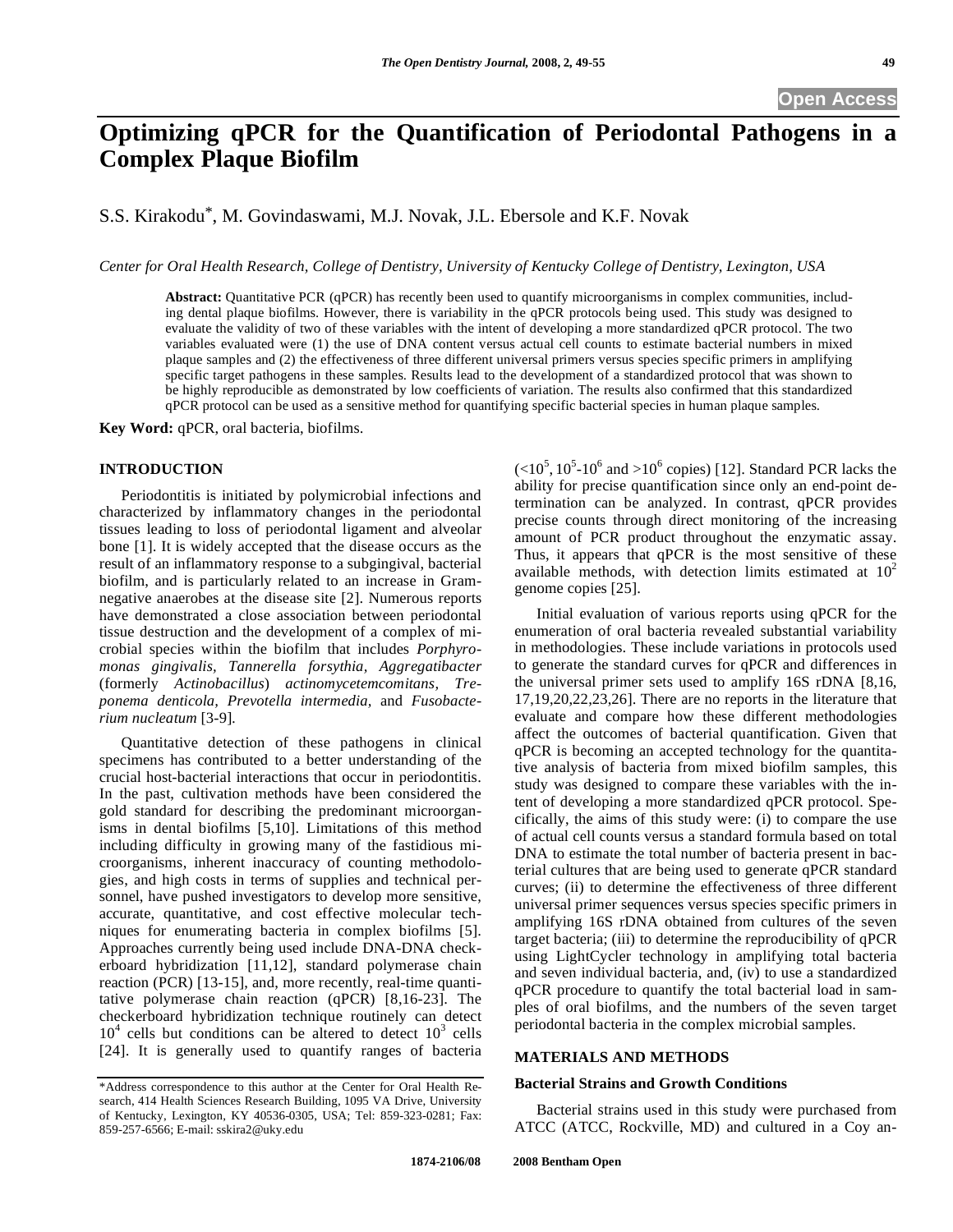# Optimizing qPCR for the Quantification of Periodontal Pathogens in a Complex Plaque Biofilm

S.S. Kirakodu*, M. Govindaswami, M.J. Novak, J.L. Ebersole and K.F. Novak

*Center for Oral Health Research, College of Dentistry, University of Kentucky College of Dentistry, Lexington, USA*

**Abstract:** Quantitative PCR (qPCR) has recently been used to quantify microorganisms in complex communities, including dental plaque biofilms. However, there is variability in the qPCR protocols being used. This study was designed to evaluate the validity of two of these variables with the intent of developing a more standardized qPCR protocol. The two variables evaluated were (1) the use of DNA content versus actual cell counts to estimate bacterial numbers in mixed plaque samples and (2) the effectiveness of three different universal primers versus species specific primers in amplifying specific target pathogens in these samples. Results lead to the development of a standardized protocol that was shown to be highly reproducible as demonstrated by low coefficients of variation. The results also confirmed that this standardized qPCR protocol can be used as a sensitive method for quantifying specific bacterial species in human plaque samples.

**Key Word:** qPCR, oral bacteria, biofilms.

## INTRODUCTION

Periodontitis is initiated by polymicrobial infections and characterized by inflammatory changes in the periodontal tissues leading to loss of periodontal ligament and alveolar bone [1]. It is widely accepted that the disease occurs as the result of an inflammatory response to a subgingival, bacterial biofilm, and is particularly related to an increase in Gram-negative anaerobes at the disease site [2]. Numerous reports have demonstrated a close association between periodontal tissue destruction and the development of a complex of microbial species within the biofilm that includes *Porphyromonas gingivalis, Tannerella forsythia, Aggregatibacter* (formerly *Actinobacillus*) *actinomycetemcomitans, Treponema denticola, Prevotella intermedia,* and *Fusobacterium nucleatum* [3-9].

Quantitative detection of these pathogens in clinical specimens has contributed to a better understanding of the crucial host-bacterial interactions that occur in periodontitis. In the past, cultivation methods have been considered the gold standard for describing the predominant microorganisms in dental biofilms [5,10]. Limitations of this method including difficulty in growing many of the fastidious microorganisms, inherent inaccuracy of counting methodologies, and high costs in terms of supplies and technical personnel, have pushed investigators to develop more sensitive, accurate, quantitative, and cost effective molecular techniques for enumerating bacteria in complex biofilms [5]. Approaches currently being used include DNA-DNA checkerboard hybridization [11,12], standard polymerase chain reaction (PCR) [13-15], and, more recently, real-time quantitative polymerase chain reaction (qPCR) [8,16-23]. The checkerboard hybridization technique routinely can detect $10^4$ cells but conditions can be altered to detect $10^3$ cells [24]. It is generally used to quantify ranges of bacteria ($<10^5$, $10^5$-$10^6$ and $>10^6$ copies) [12]. Standard PCR lacks the ability for precise quantification since only an end-point determination can be analyzed. In contrast, qPCR provides precise counts through direct monitoring of the increasing amount of PCR product throughout the enzymatic assay. Thus, it appears that qPCR is the most sensitive of these available methods, with detection limits estimated at $10^2$ genome copies [25].

Initial evaluation of various reports using qPCR for the enumeration of oral bacteria revealed substantial variability in methodologies. These include variations in protocols used to generate the standard curves for qPCR and differences in the universal primer sets used to amplify 16S rDNA [8,16, 17,19,20,22,23,26]. There are no reports in the literature that evaluate and compare how these different methodologies affect the outcomes of bacterial quantification. Given that qPCR is becoming an accepted technology for the quantitative analysis of bacteria from mixed biofilm samples, this study was designed to compare these variables with the intent of developing a more standardized qPCR protocol. Specifically, the aims of this study were: (i) to compare the use of actual cell counts versus a standard formula based on total DNA to estimate the total number of bacteria present in bacterial cultures that are being used to generate qPCR standard curves; (ii) to determine the effectiveness of three different universal primer sequences versus species specific primers in amplifying 16S rDNA obtained from cultures of the seven target bacteria; (iii) to determine the reproducibility of qPCR using LightCycler technology in amplifying total bacteria and seven individual bacteria, and, (iv) to use a standardized qPCR procedure to quantify the total bacterial load in samples of oral biofilms, and the numbers of the seven target periodontal bacteria in the complex microbial samples.

## MATERIALS AND METHODS

### Bacterial Strains and Growth Conditions

Bacterial strains used in this study were purchased from ATCC (ATCC, Rockville, MD) and cultured in a Coy an-

*Address correspondence to this author at the Center for Oral Health Research, 414 Health Sciences Research Building, 1095 VA Drive, University of Kentucky, Lexington, KY 40536-0305, USA; Tel: 859-323-0281; Fax: 859-257-6566; E-mail: sskira2@uky.edu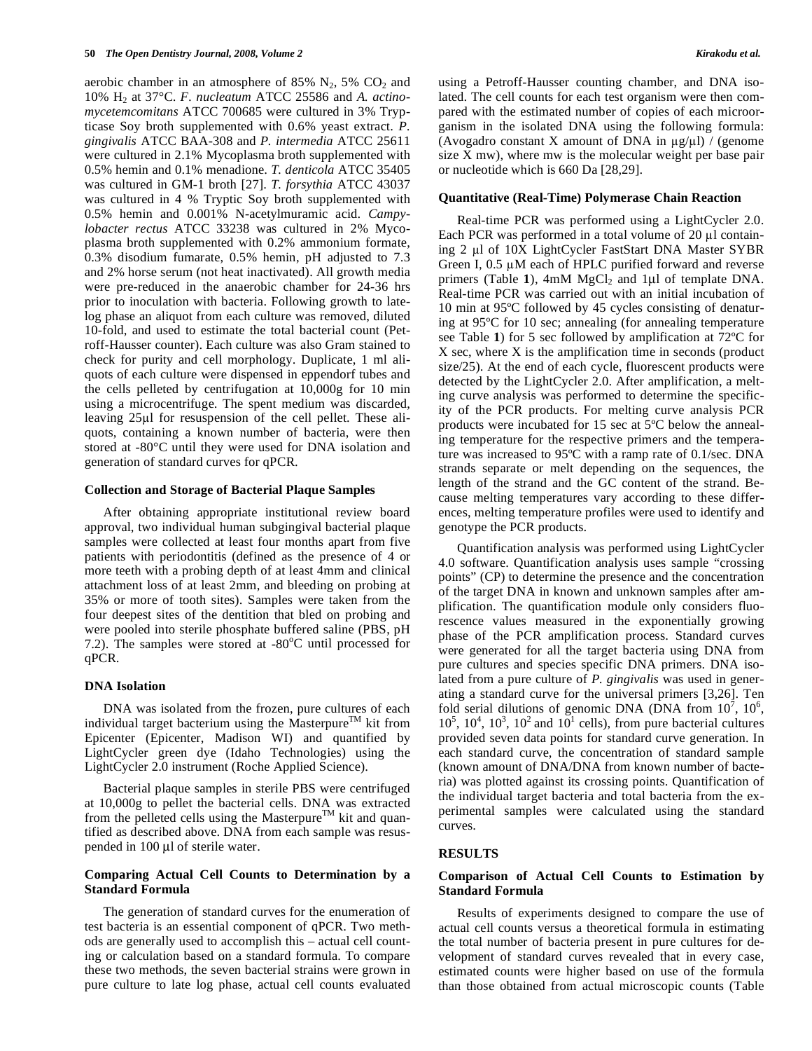aerobic chamber in an atmosphere of 85% $N_2$, 5% $CO_2$ and 10% $H_2$ at 37°C. *F. nucleatum* ATCC 25586 and *A. actinomycetemcomitans* ATCC 700685 were cultured in 3% Trypticase Soy broth supplemented with 0.6% yeast extract. *P. gingivalis* ATCC BAA-308 and *P. intermedia* ATCC 25611 were cultured in 2.1% Mycoplasma broth supplemented with 0.5% hemin and 0.1% menadione. *T. denticola* ATCC 35405 was cultured in GM-1 broth [27]. *T. forsythia* ATCC 43037 was cultured in 4 % Tryptic Soy broth supplemented with 0.5% hemin and 0.001% N-acetylmuramic acid. *Campylobacter rectus* ATCC 33238 was cultured in 2% Mycoplasma broth supplemented with 0.2% ammonium formate, 0.3% disodium fumarate, 0.5% hemin, pH adjusted to 7.3 and 2% horse serum (not heat inactivated). All growth media were pre-reduced in the anaerobic chamber for 24-36 hrs prior to inoculation with bacteria. Following growth to late-log phase an aliquot from each culture was removed, diluted 10-fold, and used to estimate the total bacterial count (Petroff-Hausser counter). Each culture was also Gram stained to check for purity and cell morphology. Duplicate, 1 ml aliquots of each culture were dispensed in eppendorf tubes and the cells pelleted by centrifugation at 10,000g for 10 min using a microcentrifuge. The spent medium was discarded, leaving 25μl for resuspension of the cell pellet. These aliquots, containing a known number of bacteria, were then stored at -80°C until they were used for DNA isolation and generation of standard curves for qPCR.

### Collection and Storage of Bacterial Plaque Samples

After obtaining appropriate institutional review board approval, two individual human subgingival bacterial plaque samples were collected at least four months apart from five patients with periodontitis (defined as the presence of 4 or more teeth with a probing depth of at least 4mm and clinical attachment loss of at least 2mm, and bleeding on probing at 35% or more of tooth sites). Samples were taken from the four deepest sites of the dentition that bled on probing and were pooled into sterile phosphate buffered saline (PBS, pH 7.2). The samples were stored at -80°C until processed for qPCR.

### DNA Isolation

DNA was isolated from the frozen, pure cultures of each individual target bacterium using the Masterpure™ kit from Epicenter (Epicenter, Madison WI) and quantified by LightCycler green dye (Idaho Technologies) using the LightCycler 2.0 instrument (Roche Applied Science).

Bacterial plaque samples in sterile PBS were centrifuged at 10,000g to pellet the bacterial cells. DNA was extracted from the pelleted cells using the Masterpure™ kit and quantified as described above. DNA from each sample was resuspended in 100 μl of sterile water.

### Comparing Actual Cell Counts to Determination by a Standard Formula

The generation of standard curves for the enumeration of test bacteria is an essential component of qPCR. Two methods are generally used to accomplish this – actual cell counting or calculation based on a standard formula. To compare these two methods, the seven bacterial strains were grown in pure culture to late log phase, actual cell counts evaluated using a Petroff-Hausser counting chamber, and DNA isolated. The cell counts for each test organism were then compared with the estimated number of copies of each microorganism in the isolated DNA using the following formula: (Avogadro constant X amount of DNA in μg/μl) / (genome size X mw), where mw is the molecular weight per base pair or nucleotide which is 660 Da [28,29].

### Quantitative (Real-Time) Polymerase Chain Reaction

Real-time PCR was performed using a LightCycler 2.0. Each PCR was performed in a total volume of 20 μl containing 2 μl of 10X LightCycler FastStart DNA Master SYBR Green I, 0.5 μM each of HPLC purified forward and reverse primers (Table **1**), 4mM $MgCl_2$ and 1μl of template DNA. Real-time PCR was carried out with an initial incubation of 10 min at 95ºC followed by 45 cycles consisting of denaturing at 95ºC for 10 sec; annealing (for annealing temperature see Table **1**) for 5 sec followed by amplification at 72ºC for X sec, where X is the amplification time in seconds (product size/25). At the end of each cycle, fluorescent products were detected by the LightCycler 2.0. After amplification, a melting curve analysis was performed to determine the specificity of the PCR products. For melting curve analysis PCR products were incubated for 15 sec at 5ºC below the annealing temperature for the respective primers and the temperature was increased to 95ºC with a ramp rate of 0.1/sec. DNA strands separate or melt depending on the sequences, the length of the strand and the GC content of the strand. Because melting temperatures vary according to these differences, melting temperature profiles were used to identify and genotype the PCR products.

Quantification analysis was performed using LightCycler 4.0 software. Quantification analysis uses sample "crossing points" (CP) to determine the presence and the concentration of the target DNA in known and unknown samples after amplification. The quantification module only considers fluorescence values measured in the exponentially growing phase of the PCR amplification process. Standard curves were generated for all the target bacteria using DNA from pure cultures and species specific DNA primers. DNA isolated from a pure culture of *P. gingivalis* was used in generating a standard curve for the universal primers [3,26]. Ten fold serial dilutions of genomic DNA (DNA from $10^7$, $10^6$, $10^5$, $10^4$, $10^3$, $10^2$ and $10^1$ cells), from pure bacterial cultures provided seven data points for standard curve generation. In each standard curve, the concentration of standard sample (known amount of DNA/DNA from known number of bacteria) was plotted against its crossing points. Quantification of the individual target bacteria and total bacteria from the experimental samples were calculated using the standard curves.

## RESULTS

### Comparison of Actual Cell Counts to Estimation by Standard Formula

Results of experiments designed to compare the use of actual cell counts versus a theoretical formula in estimating the total number of bacteria present in pure cultures for development of standard curves revealed that in every case, estimated counts were higher based on use of the formula than those obtained from actual microscopic counts (Table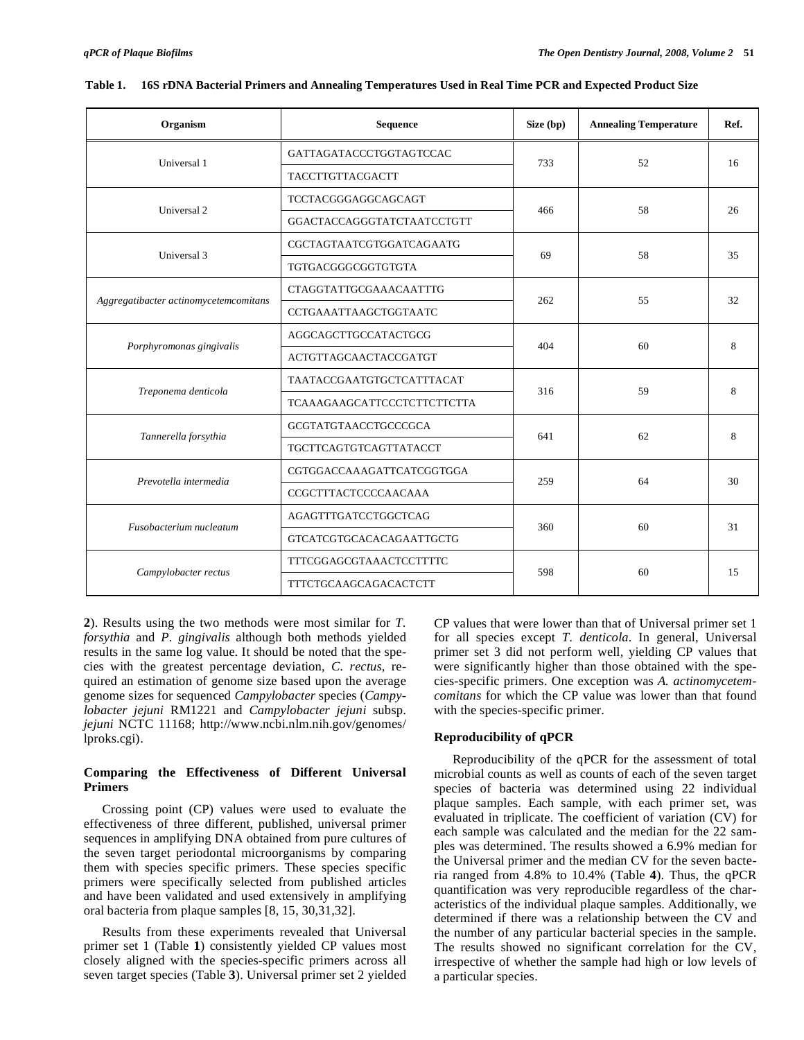**Table 1. 16S rDNA Bacterial Primers and Annealing Temperatures Used in Real Time PCR and Expected Product Size**

| Organism | Sequence | Size (bp) | Annealing Temperature | Ref. |
|---|---|---|---|---|
| Universal 1 | GATTAGATACCCTGGTAGTCCAC | 733 | 52 | 16 |
| | TACCTTGTTACGACTT | | | |
| Universal 2 | TCCTACGGGAGGCAGCAGT | 466 | 58 | 26 |
| | GGACTACCAGGGTATCTAATCCTGTT | | | |
| Universal 3 | CGCTAGTAATCGTGGATCAGAATG | 69 | 58 | 35 |
| | TGTGACGGGCGGTGTGTA | | | |
| *Aggregatibacter actinomycetemcomitans* | CTAGGTATTGCGAAACAATTTG | 262 | 55 | 32 |
| | CCTGAAATTAAGCTGGTAATC | | | |
| *Porphyromonas gingivalis* | AGGCAGCTTGCCATACTGCG | 404 | 60 | 8 |
| | ACTGTTAGCAACTACCGATGT | | | |
| *Treponema denticola* | TAATACCGAATGTGCTCATTTACAT | 316 | 59 | 8 |
| | TCAAAGAAGCATTCCCTCTTCTTCTTA | | | |
| *Tannerella forsythia* | GCGTATGTAACCTGCCCGCA | 641 | 62 | 8 |
| | TGCTTCAGTGTCAGTTATACCT | | | |
| *Prevotella intermedia* | CGTGGACCAAAGATTCATCGGTGGA | 259 | 64 | 30 |
| | CCGCTTTACTCCCCAACAAA | | | |
| *Fusobacterium nucleatum* | AGAGTTTGATCCTGGCTCAG | 360 | 60 | 31 |
| | GTCATCGTGCACACAGAATTGCTG | | | |
| *Campylobacter rectus* | TTTCGGAGCGTAAACTCCTTTTC | 598 | 60 | 15 |
| | TTTCTGCAAGCAGACACTCTT | | | |

**2**). Results using the two methods were most similar for *T. forsythia* and *P. gingivalis* although both methods yielded results in the same log value. It should be noted that the species with the greatest percentage deviation, *C. rectus*, required an estimation of genome size based upon the average genome sizes for sequenced *Campylobacter* species (*Campylobacter jejuni* RM1221 and *Campylobacter jejuni* subsp. *jejuni* NCTC 11168; http://www.ncbi.nlm.nih.gov/genomes/lproks.cgi).

### Comparing the Effectiveness of Different Universal Primers

Crossing point (CP) values were used to evaluate the effectiveness of three different, published, universal primer sequences in amplifying DNA obtained from pure cultures of the seven target periodontal microorganisms by comparing them with species specific primers. These species specific primers were specifically selected from published articles and have been validated and used extensively in amplifying oral bacteria from plaque samples [8, 15, 30,31,32].

Results from these experiments revealed that Universal primer set 1 (Table **1**) consistently yielded CP values most closely aligned with the species-specific primers across all seven target species (Table **3**). Universal primer set 2 yielded CP values that were lower than that of Universal primer set 1 for all species except *T. denticola*. In general, Universal primer set 3 did not perform well, yielding CP values that were significantly higher than those obtained with the species-specific primers. One exception was *A. actinomycetemcomitans* for which the CP value was lower than that found with the species-specific primer.

### Reproducibility of qPCR

Reproducibility of the qPCR for the assessment of total microbial counts as well as counts of each of the seven target species of bacteria was determined using 22 individual plaque samples. Each sample, with each primer set, was evaluated in triplicate. The coefficient of variation (CV) for each sample was calculated and the median for the 22 samples was determined. The results showed a 6.9% median for the Universal primer and the median CV for the seven bacteria ranged from 4.8% to 10.4% (Table **4**). Thus, the qPCR quantification was very reproducible regardless of the characteristics of the individual plaque samples. Additionally, we determined if there was a relationship between the CV and the number of any particular bacterial species in the sample. The results showed no significant correlation for the CV, irrespective of whether the sample had high or low levels of a particular species.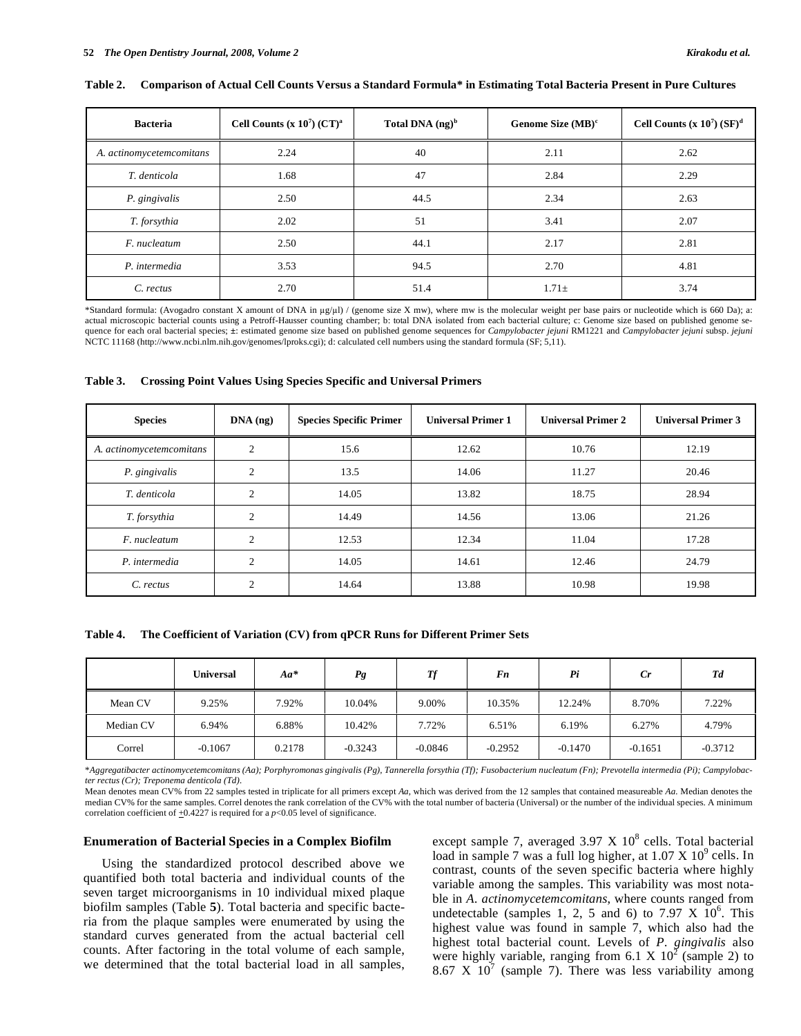**Table 2. Comparison of Actual Cell Counts Versus a Standard Formula* in Estimating Total Bacteria Present in Pure Cultures**

| Bacteria | Cell Counts (x $10^7$) (CT)[a] | Total DNA (ng)[b] | Genome Size (MB)[c] | Cell Counts (x $10^7$) (SF)[d] |
|---|---|---|---|---|
| *A. actinomycetemcomitans* | 2.24 | 40 | 2.11 | 2.62 |
| *T. denticola* | 1.68 | 47 | 2.84 | 2.29 |
| *P. gingivalis* | 2.50 | 44.5 | 2.34 | 2.63 |
| *T. forsythia* | 2.02 | 51 | 3.41 | 2.07 |
| *F. nucleatum* | 2.50 | 44.1 | 2.17 | 2.81 |
| *P. intermedia* | 3.53 | 94.5 | 2.70 | 4.81 |
| *C. rectus* | 2.70 | 51.4 | 1.71± | 3.74 |

*Standard formula: (Avogadro constant X amount of DNA in µg/µl) / (genome size X mw), where mw is the molecular weight per base pairs or nucleotide which is 660 Da); a: actual microscopic bacterial counts using a Petroff-Hausser counting chamber; b: total DNA isolated from each bacterial culture; c: Genome size based on published genome sequence for each oral bacterial species; ±: estimated genome size based on published genome sequences for *Campylobacter jejuni* RM1221 and *Campylobacter jejuni* subsp. *jejuni* NCTC 11168 (http://www.ncbi.nlm.nih.gov/genomes/lproks.cgi); d: calculated cell numbers using the standard formula (SF; 5,11).

**Table 3. Crossing Point Values Using Species Specific and Universal Primers**

| Species | DNA (ng) | Species Specific Primer | Universal Primer 1 | Universal Primer 2 | Universal Primer 3 |
|---|---|---|---|---|---|
| *A. actinomycetemcomitans* | 2 | 15.6 | 12.62 | 10.76 | 12.19 |
| *P. gingivalis* | 2 | 13.5 | 14.06 | 11.27 | 20.46 |
| *T. denticola* | 2 | 14.05 | 13.82 | 18.75 | 28.94 |
| *T. forsythia* | 2 | 14.49 | 14.56 | 13.06 | 21.26 |
| *F. nucleatum* | 2 | 12.53 | 12.34 | 11.04 | 17.28 |
| *P. intermedia* | 2 | 14.05 | 14.61 | 12.46 | 24.79 |
| *C. rectus* | 2 | 14.64 | 13.88 | 10.98 | 19.98 |

**Table 4. The Coefficient of Variation (CV) from qPCR Runs for Different Primer Sets**

| | Universal | *Aa** | *Pg* | *Tf* | *Fn* | *Pi* | *Cr* | *Td* |
|---|---|---|---|---|---|---|---|---|
| Mean CV | 9.25% | 7.92% | 10.04% | 9.00% | 10.35% | 12.24% | 8.70% | 7.22% |
| Median CV | 6.94% | 6.88% | 10.42% | 7.72% | 6.51% | 6.19% | 6.27% | 4.79% |
| Correl | -0.1067 | 0.2178 | -0.3243 | -0.0846 | -0.2952 | -0.1470 | -0.1651 | -0.3712 |

**Aggregatibacter actinomycetemcomitans (Aa); Porphyromonas gingivalis (Pg), Tannerella forsythia (Tf); Fusobacterium nucleatum (Fn); Prevotella intermedia (Pi); Campylobacter rectus (Cr); Treponema denticola (Td).*

Mean denotes mean CV% from 22 samples tested in triplicate for all primers except *Aa*, which was derived from the 12 samples that contained measureable *Aa*. Median denotes the median CV% for the same samples. Correl denotes the rank correlation of the CV% with the total number of bacteria (Universal) or the number of the individual species. A minimum correlation coefficient of ±0.4227 is required for a $p<0.05$ level of significance.

## Enumeration of Bacterial Species in a Complex Biofilm

Using the standardized protocol described above we quantified both total bacteria and individual counts of the seven target microorganisms in 10 individual mixed plaque biofilm samples (Table **5**). Total bacteria and specific bacteria from the plaque samples were enumerated by using the standard curves generated from the actual bacterial cell counts. After factoring in the total volume of each sample, we determined that the total bacterial load in all samples, except sample 7, averaged 3.97 X $10^8$ cells. Total bacterial load in sample 7 was a full log higher, at 1.07 X $10^9$ cells. In contrast, counts of the seven specific bacteria where highly variable among the samples. This variability was most notable in *A. actinomycetemcomitans*, where counts ranged from undetectable (samples 1, 2, 5 and 6) to 7.97 X $10^6$. This highest value was found in sample 7, which also had the highest total bacterial count. Levels of *P. gingivalis* also were highly variable, ranging from 6.1 X $10^2$ (sample 2) to 8.67 X $10^7$ (sample 7). There was less variability among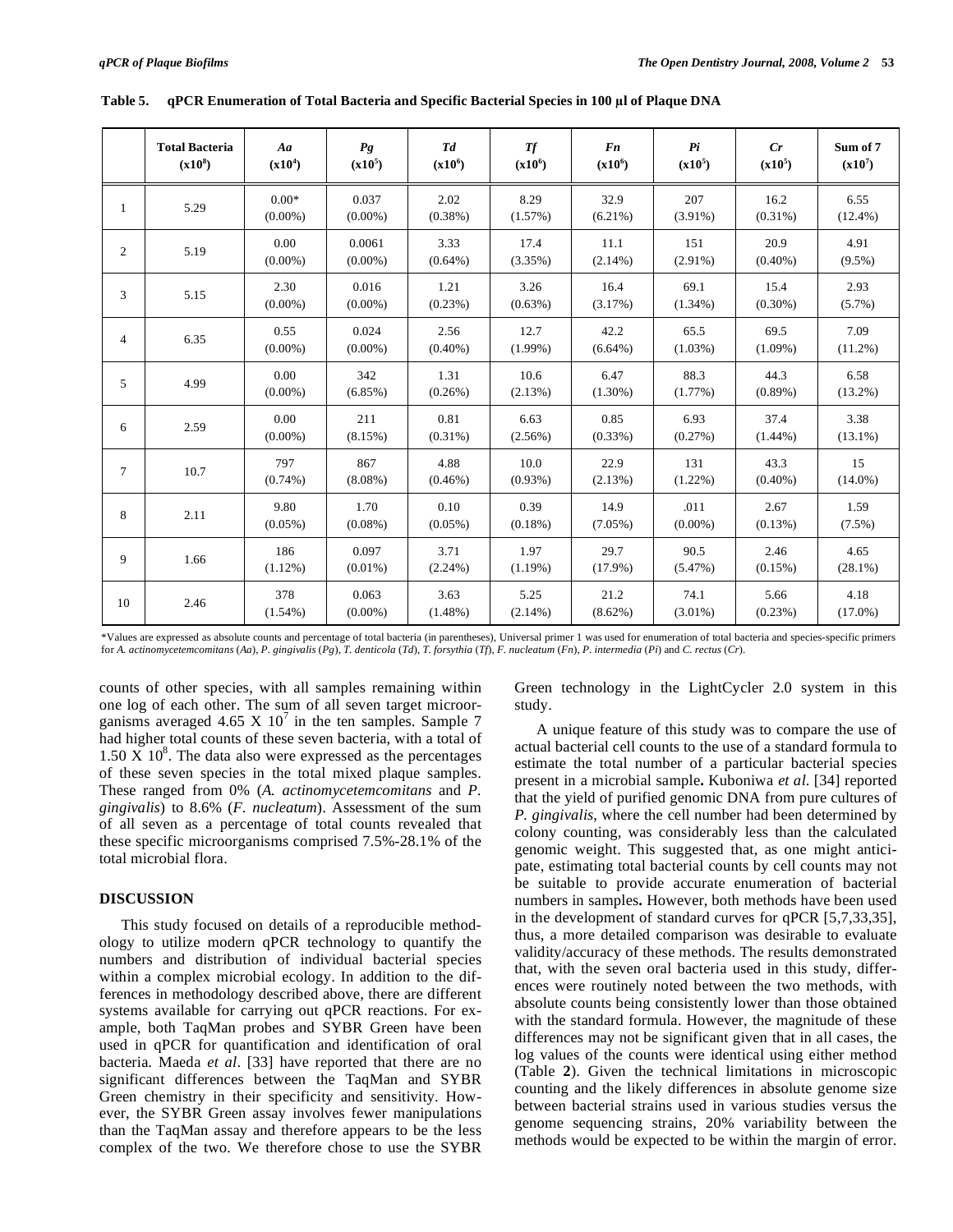**Table 5. qPCR Enumeration of Total Bacteria and Specific Bacterial Species in 100 µl of Plaque DNA**

| | Total Bacteria ($x10^8$) | *Aa* ($x10^4$) | *Pg* ($x10^5$) | *Td* ($x10^6$) | *Tf* ($x10^6$) | *Fn* ($x10^6$) | *Pi* ($x10^5$) | *Cr* ($x10^5$) | Sum of 7 ($x10^7$) |
|---|---|---|---|---|---|---|---|---|---|
| 1 | 5.29 | 0.00* (0.00%) | 0.037 (0.00%) | 2.02 (0.38%) | 8.29 (1.57%) | 32.9 (6.21%) | 207 (3.91%) | 16.2 (0.31%) | 6.55 (12.4%) |
| 2 | 5.19 | 0.00 (0.00%) | 0.0061 (0.00%) | 3.33 (0.64%) | 17.4 (3.35%) | 11.1 (2.14%) | 151 (2.91%) | 20.9 (0.40%) | 4.91 (9.5%) |
| 3 | 5.15 | 2.30 (0.00%) | 0.016 (0.00%) | 1.21 (0.23%) | 3.26 (0.63%) | 16.4 (3.17%) | 69.1 (1.34%) | 15.4 (0.30%) | 2.93 (5.7%) |
| 4 | 6.35 | 0.55 (0.00%) | 0.024 (0.00%) | 2.56 (0.40%) | 12.7 (1.99%) | 42.2 (6.64%) | 65.5 (1.03%) | 69.5 (1.09%) | 7.09 (11.2%) |
| 5 | 4.99 | 0.00 (0.00%) | 342 (6.85%) | 1.31 (0.26%) | 10.6 (2.13%) | 6.47 (1.30%) | 88.3 (1.77%) | 44.3 (0.89%) | 6.58 (13.2%) |
| 6 | 2.59 | 0.00 (0.00%) | 211 (8.15%) | 0.81 (0.31%) | 6.63 (2.56%) | 0.85 (0.33%) | 6.93 (0.27%) | 37.4 (1.44%) | 3.38 (13.1%) |
| 7 | 10.7 | 797 (0.74%) | 867 (8.08%) | 4.88 (0.46%) | 10.0 (0.93%) | 22.9 (2.13%) | 131 (1.22%) | 43.3 (0.40%) | 15 (14.0%) |
| 8 | 2.11 | 9.80 (0.05%) | 1.70 (0.08%) | 0.10 (0.05%) | 0.39 (0.18%) | 14.9 (7.05%) | .011 (0.00%) | 2.67 (0.13%) | 1.59 (7.5%) |
| 9 | 1.66 | 186 (1.12%) | 0.097 (0.01%) | 3.71 (2.24%) | 1.97 (1.19%) | 29.7 (17.9%) | 90.5 (5.47%) | 2.46 (0.15%) | 4.65 (28.1%) |
| 10 | 2.46 | 378 (1.54%) | 0.063 (0.00%) | 3.63 (1.48%) | 5.25 (2.14%) | 21.2 (8.62%) | 74.1 (3.01%) | 5.66 (0.23%) | 4.18 (17.0%) |

*Values are expressed as absolute counts and percentage of total bacteria (in parentheses), Universal primer 1 was used for enumeration of total bacteria and species-specific primers for *A. actinomycetemcomitans* (*Aa*), *P. gingivalis* (*Pg*), *T. denticola* (*Td*), *T. forsythia* (*Tf*), *F. nucleatum* (*Fn*), *P. intermedia* (*Pi*) and *C. rectus* (*Cr*).

counts of other species, with all samples remaining within one log of each other. The sum of all seven target microorganisms averaged 4.65 X $10^7$ in the ten samples. Sample 7 had higher total counts of these seven bacteria, with a total of 1.50 X $10^8$. The data also were expressed as the percentages of these seven species in the total mixed plaque samples. These ranged from 0% (*A. actinomycetemcomitans* and *P. gingivalis*) to 8.6% (*F. nucleatum*). Assessment of the sum of all seven as a percentage of total counts revealed that these specific microorganisms comprised 7.5%-28.1% of the total microbial flora.

## DISCUSSION

This study focused on details of a reproducible methodology to utilize modern qPCR technology to quantify the numbers and distribution of individual bacterial species within a complex microbial ecology. In addition to the differences in methodology described above, there are different systems available for carrying out qPCR reactions. For example, both TaqMan probes and SYBR Green have been used in qPCR for quantification and identification of oral bacteria. Maeda *et al*. [33] have reported that there are no significant differences between the TaqMan and SYBR Green chemistry in their specificity and sensitivity. However, the SYBR Green assay involves fewer manipulations than the TaqMan assay and therefore appears to be the less complex of the two. We therefore chose to use the SYBR Green technology in the LightCycler 2.0 system in this study.

A unique feature of this study was to compare the use of actual bacterial cell counts to the use of a standard formula to estimate the total number of a particular bacterial species present in a microbial sample**.** Kuboniwa *et al*. [34] reported that the yield of purified genomic DNA from pure cultures of *P. gingivalis*, where the cell number had been determined by colony counting, was considerably less than the calculated genomic weight. This suggested that, as one might anticipate, estimating total bacterial counts by cell counts may not be suitable to provide accurate enumeration of bacterial numbers in samples**.** However, both methods have been used in the development of standard curves for qPCR [5,7,33,35], thus, a more detailed comparison was desirable to evaluate validity/accuracy of these methods. The results demonstrated that, with the seven oral bacteria used in this study, differences were routinely noted between the two methods, with absolute counts being consistently lower than those obtained with the standard formula. However, the magnitude of these differences may not be significant given that in all cases, the log values of the counts were identical using either method (Table **2**). Given the technical limitations in microscopic counting and the likely differences in absolute genome size between bacterial strains used in various studies versus the genome sequencing strains, 20% variability between the methods would be expected to be within the margin of error.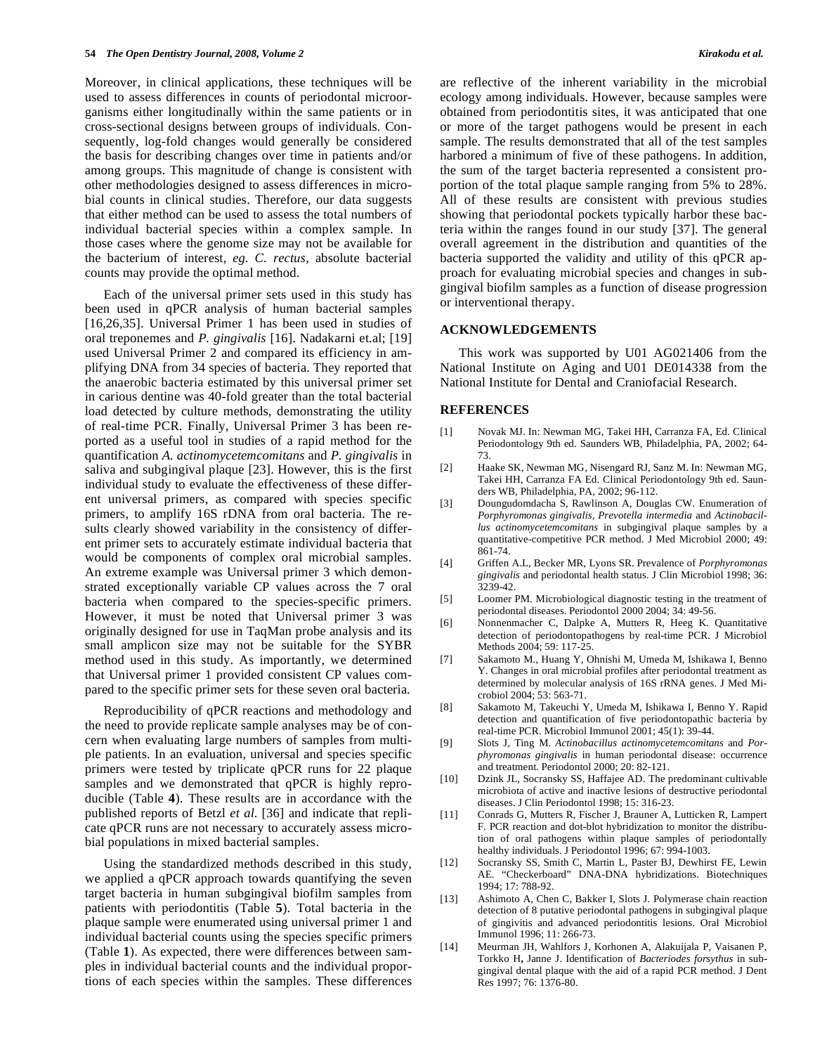Moreover, in clinical applications, these techniques will be used to assess differences in counts of periodontal microorganisms either longitudinally within the same patients or in cross-sectional designs between groups of individuals. Consequently, log-fold changes would generally be considered the basis for describing changes over time in patients and/or among groups. This magnitude of change is consistent with other methodologies designed to assess differences in microbial counts in clinical studies. Therefore, our data suggests that either method can be used to assess the total numbers of individual bacterial species within a complex sample. In those cases where the genome size may not be available for the bacterium of interest, *eg. C. rectus*, absolute bacterial counts may provide the optimal method.

Each of the universal primer sets used in this study has been used in qPCR analysis of human bacterial samples [16,26,35]. Universal Primer 1 has been used in studies of oral treponemes and *P. gingivalis* [16]. Nadakarni et.al; [19] used Universal Primer 2 and compared its efficiency in amplifying DNA from 34 species of bacteria. They reported that the anaerobic bacteria estimated by this universal primer set in carious dentine was 40-fold greater than the total bacterial load detected by culture methods, demonstrating the utility of real-time PCR. Finally, Universal Primer 3 has been reported as a useful tool in studies of a rapid method for the quantification *A. actinomycetemcomitans* and *P. gingivalis* in saliva and subgingival plaque [23]. However, this is the first individual study to evaluate the effectiveness of these different universal primers, as compared with species specific primers, to amplify 16S rDNA from oral bacteria. The results clearly showed variability in the consistency of different primer sets to accurately estimate individual bacteria that would be components of complex oral microbial samples. An extreme example was Universal primer 3 which demonstrated exceptionally variable CP values across the 7 oral bacteria when compared to the species-specific primers. However, it must be noted that Universal primer 3 was originally designed for use in TaqMan probe analysis and its small amplicon size may not be suitable for the SYBR method used in this study. As importantly, we determined that Universal primer 1 provided consistent CP values compared to the specific primer sets for these seven oral bacteria.

Reproducibility of qPCR reactions and methodology and the need to provide replicate sample analyses may be of concern when evaluating large numbers of samples from multiple patients. In an evaluation, universal and species specific primers were tested by triplicate qPCR runs for 22 plaque samples and we demonstrated that qPCR is highly reproducible (Table **4**). These results are in accordance with the published reports of Betzl *et al.* [36] and indicate that replicate qPCR runs are not necessary to accurately assess microbial populations in mixed bacterial samples.

Using the standardized methods described in this study, we applied a qPCR approach towards quantifying the seven target bacteria in human subgingival biofilm samples from patients with periodontitis (Table **5**). Total bacteria in the plaque sample were enumerated using universal primer 1 and individual bacterial counts using the species specific primers (Table **1**). As expected, there were differences between samples in individual bacterial counts and the individual proportions of each species within the samples. These differences are reflective of the inherent variability in the microbial ecology among individuals. However, because samples were obtained from periodontitis sites, it was anticipated that one or more of the target pathogens would be present in each sample. The results demonstrated that all of the test samples harbored a minimum of five of these pathogens. In addition, the sum of the target bacteria represented a consistent proportion of the total plaque sample ranging from 5% to 28%. All of these results are consistent with previous studies showing that periodontal pockets typically harbor these bacteria within the ranges found in our study [37]. The general overall agreement in the distribution and quantities of the bacteria supported the validity and utility of this qPCR approach for evaluating microbial species and changes in subgingival biofilm samples as a function of disease progression or interventional therapy.

## ACKNOWLEDGEMENTS

This work was supported by U01 AG021406 from the National Institute on Aging and U01 DE014338 from the National Institute for Dental and Craniofacial Research.

## REFERENCES

[1] Novak MJ. In: Newman MG, Takei HH, Carranza FA, Ed. Clinical Periodontology 9th ed. Saunders WB, Philadelphia, PA, 2002; 64-73.

[2] Haake SK, Newman MG, Nisengard RJ, Sanz M. In: Newman MG, Takei HH, Carranza FA Ed. Clinical Periodontology 9th ed. Saunders WB, Philadelphia, PA, 2002; 96-112.

[3] Doungudomdacha S, Rawlinson A, Douglas CW. Enumeration of *Porphyromonas gingivalis, Prevotella intermedia* and *Actinobacillus actinomycetemcomitans* in subgingival plaque samples by a quantitative-competitive PCR method. J Med Microbiol 2000; 49: 861-74.

[4] Griffen A.L, Becker MR, Lyons SR. Prevalence of *Porphyromonas gingivalis* and periodontal health status. J Clin Microbiol 1998; 36: 3239-42.

[5] Loomer PM. Microbiological diagnostic testing in the treatment of periodontal diseases. Periodontol 2000 2004; 34: 49-56.

[6] Nonnenmacher C, Dalpke A, Mutters R, Heeg K. Quantitative detection of periodontopathogens by real-time PCR. J Microbiol Methods 2004; 59: 117-25.

[7] Sakamoto M., Huang Y, Ohnishi M, Umeda M, Ishikawa I, Benno Y. Changes in oral microbial profiles after periodontal treatment as determined by molecular analysis of 16S rRNA genes. J Med Microbiol 2004; 53: 563-71.

[8] Sakamoto M, Takeuchi Y, Umeda M, Ishikawa I, Benno Y. Rapid detection and quantification of five periodontopathic bacteria by real-time PCR. Microbiol Immunol 2001; 45(1): 39-44.

[9] Slots J, Ting M. *Actinobacillus actinomycetemcomitans* and *Porphyromonas gingivalis* in human periodontal disease: occurrence and treatment. Periodontol 2000; 20: 82-121.

[10] Dzink JL, Socransky SS, Haffajee AD. The predominant cultivable microbiota of active and inactive lesions of destructive periodontal diseases. J Clin Periodontol 1998; 15: 316-23.

[11] Conrads G, Mutters R, Fischer J, Brauner A, Lutticken R, Lampert F. PCR reaction and dot-blot hybridization to monitor the distribution of oral pathogens within plaque samples of periodontally healthy individuals. J Periodontol 1996; 67: 994-1003.

[12] Socransky SS, Smith C, Martin L, Paster BJ, Dewhirst FE, Lewin AE. "Checkerboard" DNA-DNA hybridizations. Biotechniques 1994; 17: 788-92.

[13] Ashimoto A, Chen C, Bakker I, Slots J. Polymerase chain reaction detection of 8 putative periodontal pathogens in subgingival plaque of gingivitis and advanced periodontitis lesions. Oral Microbiol Immunol 1996; 11: 266-73.

[14] Meurman JH, Wahlfors J, Korhonen A, Alakuijala P, Vaisanen P, Torkko H, Janne J. Identification of *Bacteriodes forsythus* in subgingival dental plaque with the aid of a rapid PCR method. J Dent Res 1997; 76: 1376-80.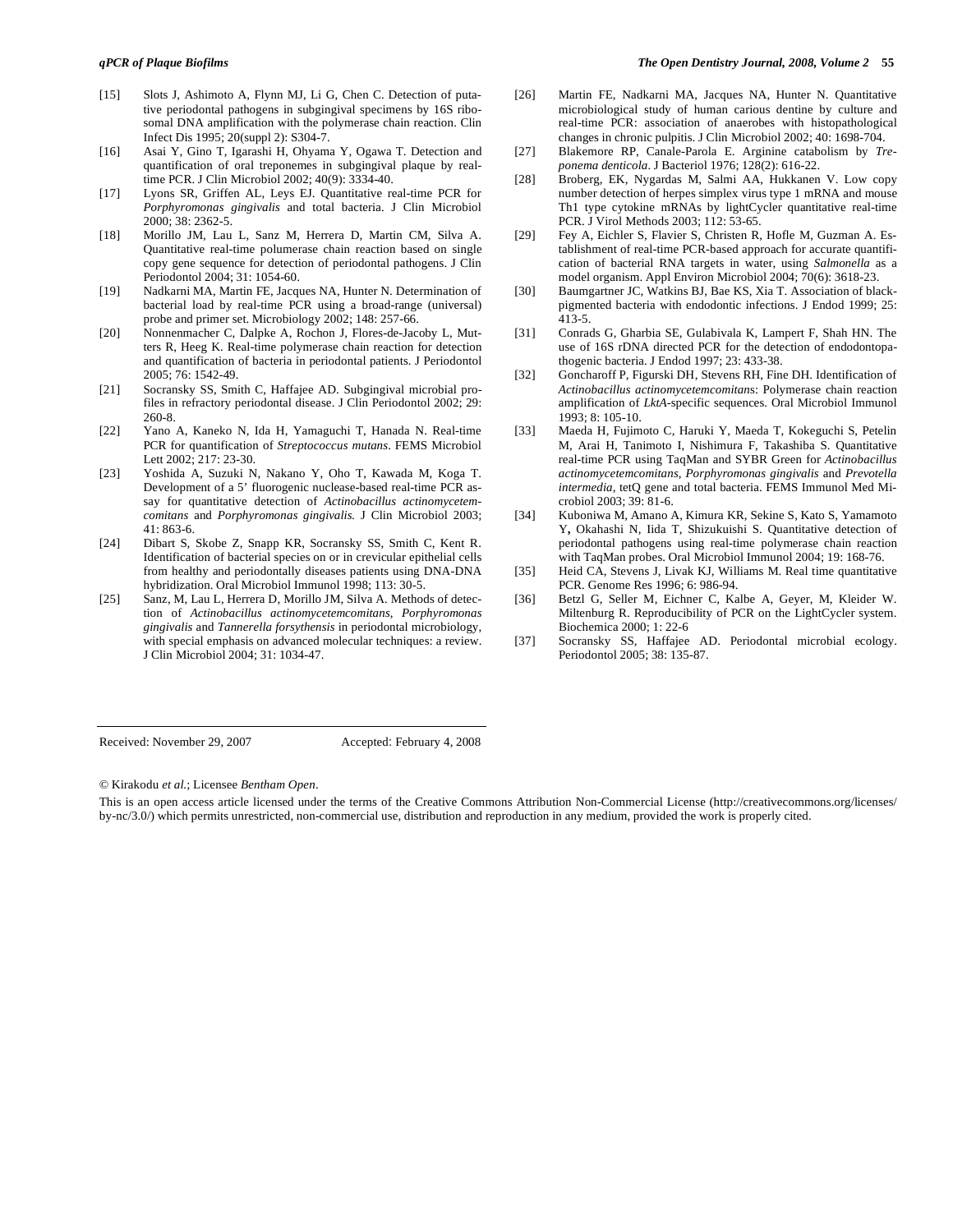[15] Slots J, Ashimoto A, Flynn MJ, Li G, Chen C. Detection of putative periodontal pathogens in subgingival specimens by 16S ribosomal DNA amplification with the polymerase chain reaction. Clin Infect Dis 1995; 20(suppl 2): S304-7.

[16] Asai Y, Gino T, Igarashi H, Ohyama Y, Ogawa T. Detection and quantification of oral treponemes in subgingival plaque by real-time PCR. J Clin Microbiol 2002; 40(9): 3334-40.

[17] Lyons SR, Griffen AL, Leys EJ. Quantitative real-time PCR for *Porphyromonas gingivalis* and total bacteria. J Clin Microbiol 2000; 38: 2362-5.

[18] Morillo JM, Lau L, Sanz M, Herrera D, Martin CM, Silva A. Quantitative real-time polumerase chain reaction based on single copy gene sequence for detection of periodontal pathogens. J Clin Periodontol 2004; 31: 1054-60.

[19] Nadkarni MA, Martin FE, Jacques NA, Hunter N. Determination of bacterial load by real-time PCR using a broad-range (universal) probe and primer set. Microbiology 2002; 148: 257-66.

[20] Nonnenmacher C, Dalpke A, Rochon J, Flores-de-Jacoby L, Mutters R, Heeg K. Real-time polymerase chain reaction for detection and quantification of bacteria in periodontal patients. J Periodontol 2005; 76: 1542-49.

[21] Socransky SS, Smith C, Haffajee AD. Subgingival microbial profiles in refractory periodontal disease. J Clin Periodontol 2002; 29: 260-8.

[22] Yano A, Kaneko N, Ida H, Yamaguchi T, Hanada N. Real-time PCR for quantification of *Streptococcus mutans*. FEMS Microbiol Lett 2002; 217: 23-30.

[23] Yoshida A, Suzuki N, Nakano Y, Oho T, Kawada M, Koga T. Development of a 5' fluorogenic nuclease-based real-time PCR assay for quantitative detection of *Actinobacillus actinomycetemcomitans* and *Porphyromonas gingivalis.* J Clin Microbiol 2003; 41: 863-6.

[24] Dibart S, Skobe Z, Snapp KR, Socransky SS, Smith C, Kent R. Identification of bacterial species on or in crevicular epithelial cells from healthy and periodontally diseases patients using DNA-DNA hybridization. Oral Microbiol Immunol 1998; 113: 30-5.

[25] Sanz, M, Lau L, Herrera D, Morillo JM, Silva A. Methods of detection of *Actinobacillus actinomycetemcomitans, Porphyromonas gingivalis* and *Tannerella forsythensis* in periodontal microbiology, with special emphasis on advanced molecular techniques: a review. J Clin Microbiol 2004; 31: 1034-47.

[26] Martin FE, Nadkarni MA, Jacques NA, Hunter N. Quantitative microbiological study of human carious dentine by culture and real-time PCR: association of anaerobes with histopathological changes in chronic pulpitis. J Clin Microbiol 2002; 40: 1698-704.

[27] Blakemore RP, Canale-Parola E. Arginine catabolism by *Treponema denticola*. J Bacteriol 1976; 128(2): 616-22.

[28] Broberg, EK, Nygardas M, Salmi AA, Hukkanen V. Low copy number detection of herpes simplex virus type 1 mRNA and mouse Th1 type cytokine mRNAs by lightCycler quantitative real-time PCR. J Virol Methods 2003; 112: 53-65.

[29] Fey A, Eichler S, Flavier S, Christen R, Hofle M, Guzman A. Establishment of real-time PCR-based approach for accurate quantification of bacterial RNA targets in water, using *Salmonella* as a model organism. Appl Environ Microbiol 2004; 70(6): 3618-23.

[30] Baumgartner JC, Watkins BJ, Bae KS, Xia T. Association of black-pigmented bacteria with endodontic infections. J Endod 1999; 25: 413-5.

[31] Conrads G, Gharbia SE, Gulabivala K, Lampert F, Shah HN. The use of 16S rDNA directed PCR for the detection of endodontopathogenic bacteria. J Endod 1997; 23: 433-38.

[32] Goncharoff P, Figurski DH, Stevens RH, Fine DH. Identification of *Actinobacillus actinomycetemcomitans*: Polymerase chain reaction amplification of *LktA*-specific sequences. Oral Microbiol Immunol 1993; 8: 105-10.

[33] Maeda H, Fujimoto C, Haruki Y, Maeda T, Kokeguchi S, Petelin M, Arai H, Tanimoto I, Nishimura F, Takashiba S. Quantitative real-time PCR using TaqMan and SYBR Green for *Actinobacillus actinomycetemcomitans, Porphyromonas gingivalis* and *Prevotella intermedia,* tetQ gene and total bacteria. FEMS Immunol Med Microbiol 2003; 39: 81-6.

[34] Kuboniwa M, Amano A, Kimura KR, Sekine S, Kato S, Yamamoto Y, Okahashi N, Iida T, Shizukuishi S. Quantitative detection of periodontal pathogens using real-time polymerase chain reaction with TaqMan probes. Oral Microbiol Immunol 2004; 19: 168-76.

[35] Heid CA, Stevens J, Livak KJ, Williams M. Real time quantitative PCR. Genome Res 1996; 6: 986-94.

[36] Betzl G, Seller M, Eichner C, Kalbe A, Geyer, M, Kleider W. Miltenburg R. Reproducibility of PCR on the LightCycler system. Biochemica 2000; 1: 22-6

[37] Socransky SS, Haffajee AD. Periodontal microbial ecology. Periodontol 2005; 38: 135-87.

Received: November 29, 2007 Accepted: February 4, 2008

© Kirakodu *et al.*; Licensee *Bentham Open*.

This is an open access article licensed under the terms of the Creative Commons Attribution Non-Commercial License (http://creativecommons.org/licenses/by-nc/3.0/) which permits unrestricted, non-commercial use, distribution and reproduction in any medium, provided the work is properly cited.